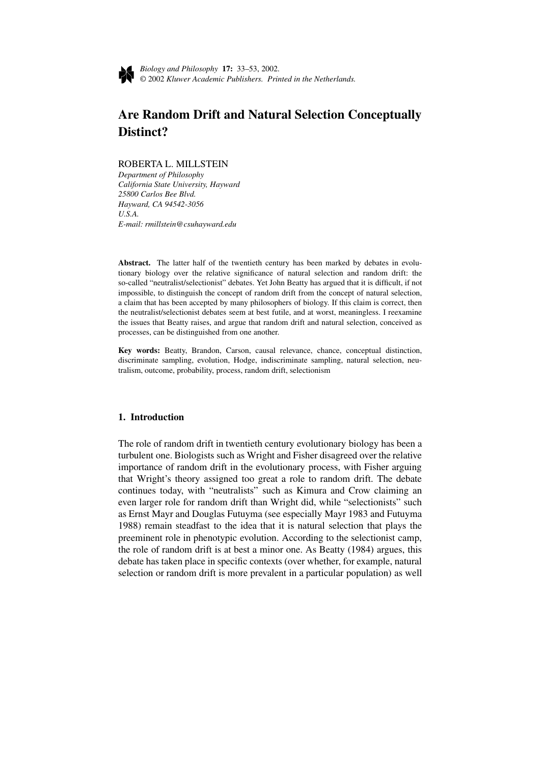# Are Random Drift and Natural Selection Conceptually Distinct?

ROBERTA L. MILLSTEIN

*Department of Philosophy*
*California State University, Hayward*
*25800 Carlos Bee Blvd.*
*Hayward, CA 94542-3056*
*U.S.A.*
*E-mail: rmillstein@csuhayward.edu*

**Abstract.** The latter half of the twentieth century has been marked by debates in evolutionary biology over the relative significance of natural selection and random drift: the so-called "neutralist/selectionist" debates. Yet John Beatty has argued that it is difficult, if not impossible, to distinguish the concept of random drift from the concept of natural selection, a claim that has been accepted by many philosophers of biology. If this claim is correct, then the neutralist/selectionist debates seem at best futile, and at worst, meaningless. I reexamine the issues that Beatty raises, and argue that random drift and natural selection, conceived as processes, can be distinguished from one another.

**Key words:** Beatty, Brandon, Carson, causal relevance, chance, conceptual distinction, discriminate sampling, evolution, Hodge, indiscriminate sampling, natural selection, neutralism, outcome, probability, process, random drift, selectionism

## 1. Introduction

The role of random drift in twentieth century evolutionary biology has been a turbulent one. Biologists such as Wright and Fisher disagreed over the relative importance of random drift in the evolutionary process, with Fisher arguing that Wright's theory assigned too great a role to random drift. The debate continues today, with "neutralists" such as Kimura and Crow claiming an even larger role for random drift than Wright did, while "selectionists" such as Ernst Mayr and Douglas Futuyma (see especially Mayr 1983 and Futuyma 1988) remain steadfast to the idea that it is natural selection that plays the preeminent role in phenotypic evolution. According to the selectionist camp, the role of random drift is at best a minor one. As Beatty (1984) argues, this debate has taken place in specific contexts (over whether, for example, natural selection or random drift is more prevalent in a particular population) as well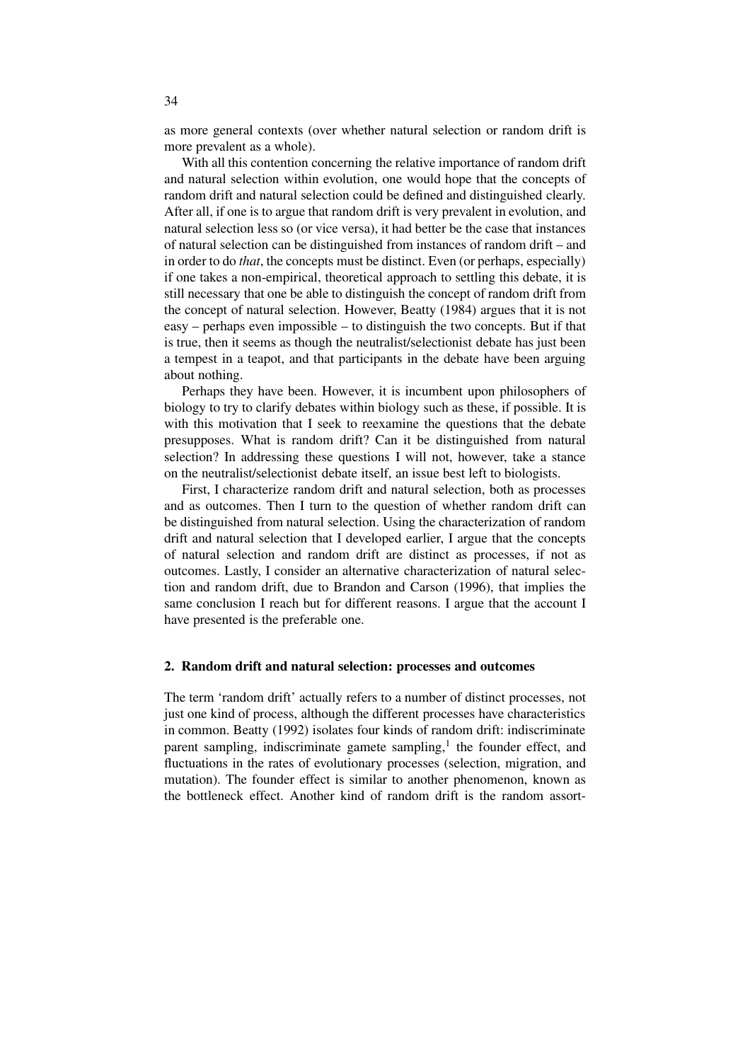as more general contexts (over whether natural selection or random drift is more prevalent as a whole).

With all this contention concerning the relative importance of random drift and natural selection within evolution, one would hope that the concepts of random drift and natural selection could be defined and distinguished clearly. After all, if one is to argue that random drift is very prevalent in evolution, and natural selection less so (or vice versa), it had better be the case that instances of natural selection can be distinguished from instances of random drift – and in order to do *that*, the concepts must be distinct. Even (or perhaps, especially) if one takes a non-empirical, theoretical approach to settling this debate, it is still necessary that one be able to distinguish the concept of random drift from the concept of natural selection. However, Beatty (1984) argues that it is not easy – perhaps even impossible – to distinguish the two concepts. But if that is true, then it seems as though the neutralist/selectionist debate has just been a tempest in a teapot, and that participants in the debate have been arguing about nothing.

Perhaps they have been. However, it is incumbent upon philosophers of biology to try to clarify debates within biology such as these, if possible. It is with this motivation that I seek to reexamine the questions that the debate presupposes. What is random drift? Can it be distinguished from natural selection? In addressing these questions I will not, however, take a stance on the neutralist/selectionist debate itself, an issue best left to biologists.

First, I characterize random drift and natural selection, both as processes and as outcomes. Then I turn to the question of whether random drift can be distinguished from natural selection. Using the characterization of random drift and natural selection that I developed earlier, I argue that the concepts of natural selection and random drift are distinct as processes, if not as outcomes. Lastly, I consider an alternative characterization of natural selection and random drift, due to Brandon and Carson (1996), that implies the same conclusion I reach but for different reasons. I argue that the account I have presented is the preferable one.

## 2. Random drift and natural selection: processes and outcomes

The term 'random drift' actually refers to a number of distinct processes, not just one kind of process, although the different processes have characteristics in common. Beatty (1992) isolates four kinds of random drift: indiscriminate parent sampling, indiscriminate gamete sampling,[1] the founder effect, and fluctuations in the rates of evolutionary processes (selection, migration, and mutation). The founder effect is similar to another phenomenon, known as the bottleneck effect. Another kind of random drift is the random assort-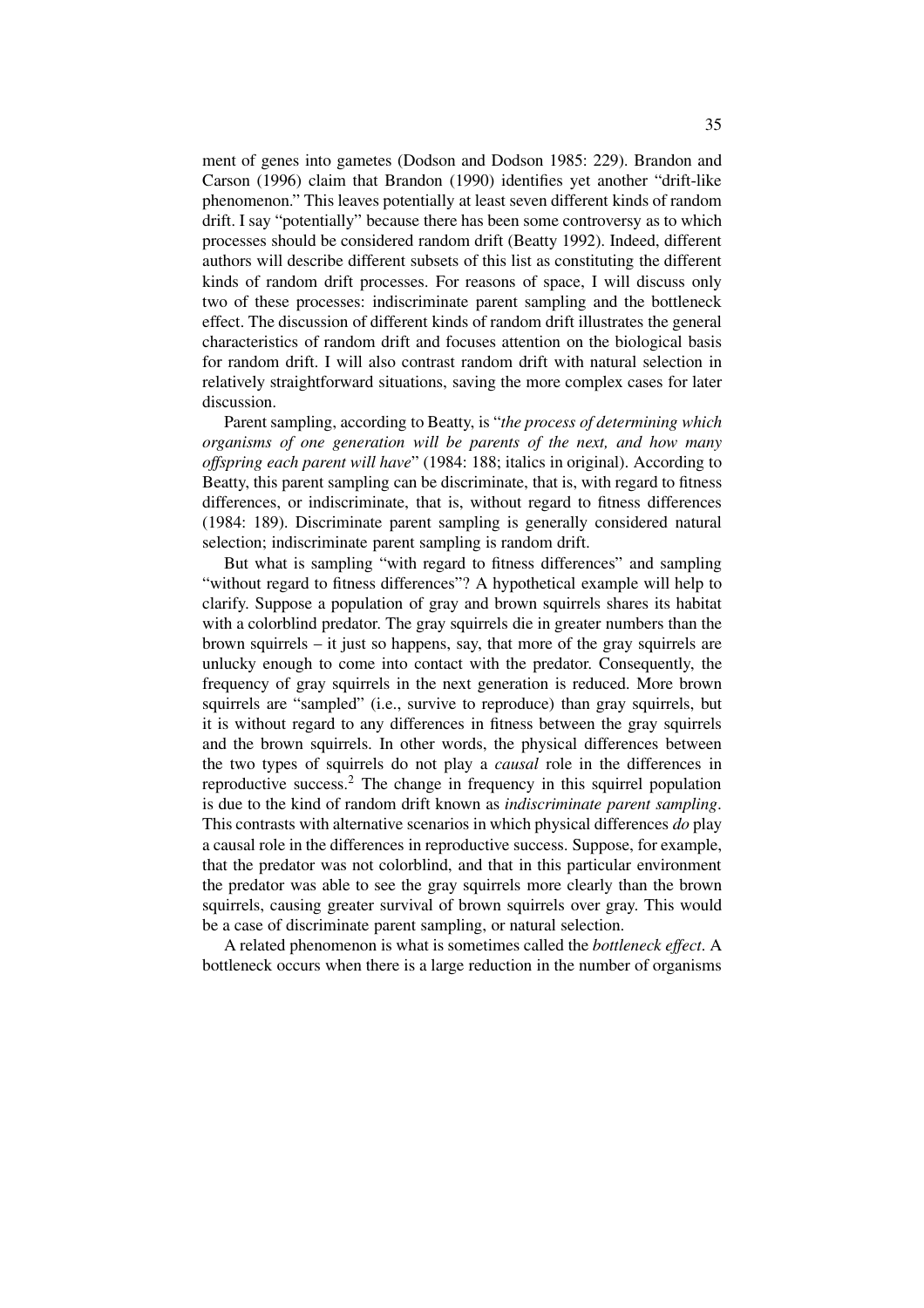ment of genes into gametes (Dodson and Dodson 1985: 229). Brandon and Carson (1996) claim that Brandon (1990) identifies yet another "drift-like phenomenon." This leaves potentially at least seven different kinds of random drift. I say "potentially" because there has been some controversy as to which processes should be considered random drift (Beatty 1992). Indeed, different authors will describe different subsets of this list as constituting the different kinds of random drift processes. For reasons of space, I will discuss only two of these processes: indiscriminate parent sampling and the bottleneck effect. The discussion of different kinds of random drift illustrates the general characteristics of random drift and focuses attention on the biological basis for random drift. I will also contrast random drift with natural selection in relatively straightforward situations, saving the more complex cases for later discussion.

Parent sampling, according to Beatty, is "*the process of determining which organisms of one generation will be parents of the next, and how many offspring each parent will have*" (1984: 188; italics in original). According to Beatty, this parent sampling can be discriminate, that is, with regard to fitness differences, or indiscriminate, that is, without regard to fitness differences (1984: 189). Discriminate parent sampling is generally considered natural selection; indiscriminate parent sampling is random drift.

But what is sampling "with regard to fitness differences" and sampling "without regard to fitness differences"? A hypothetical example will help to clarify. Suppose a population of gray and brown squirrels shares its habitat with a colorblind predator. The gray squirrels die in greater numbers than the brown squirrels – it just so happens, say, that more of the gray squirrels are unlucky enough to come into contact with the predator. Consequently, the frequency of gray squirrels in the next generation is reduced. More brown squirrels are "sampled" (i.e., survive to reproduce) than gray squirrels, but it is without regard to any differences in fitness between the gray squirrels and the brown squirrels. In other words, the physical differences between the two types of squirrels do not play a *causal* role in the differences in reproductive success.[2] The change in frequency in this squirrel population is due to the kind of random drift known as *indiscriminate parent sampling*. This contrasts with alternative scenarios in which physical differences *do* play a causal role in the differences in reproductive success. Suppose, for example, that the predator was not colorblind, and that in this particular environment the predator was able to see the gray squirrels more clearly than the brown squirrels, causing greater survival of brown squirrels over gray. This would be a case of discriminate parent sampling, or natural selection.

A related phenomenon is what is sometimes called the *bottleneck effect*. A bottleneck occurs when there is a large reduction in the number of organisms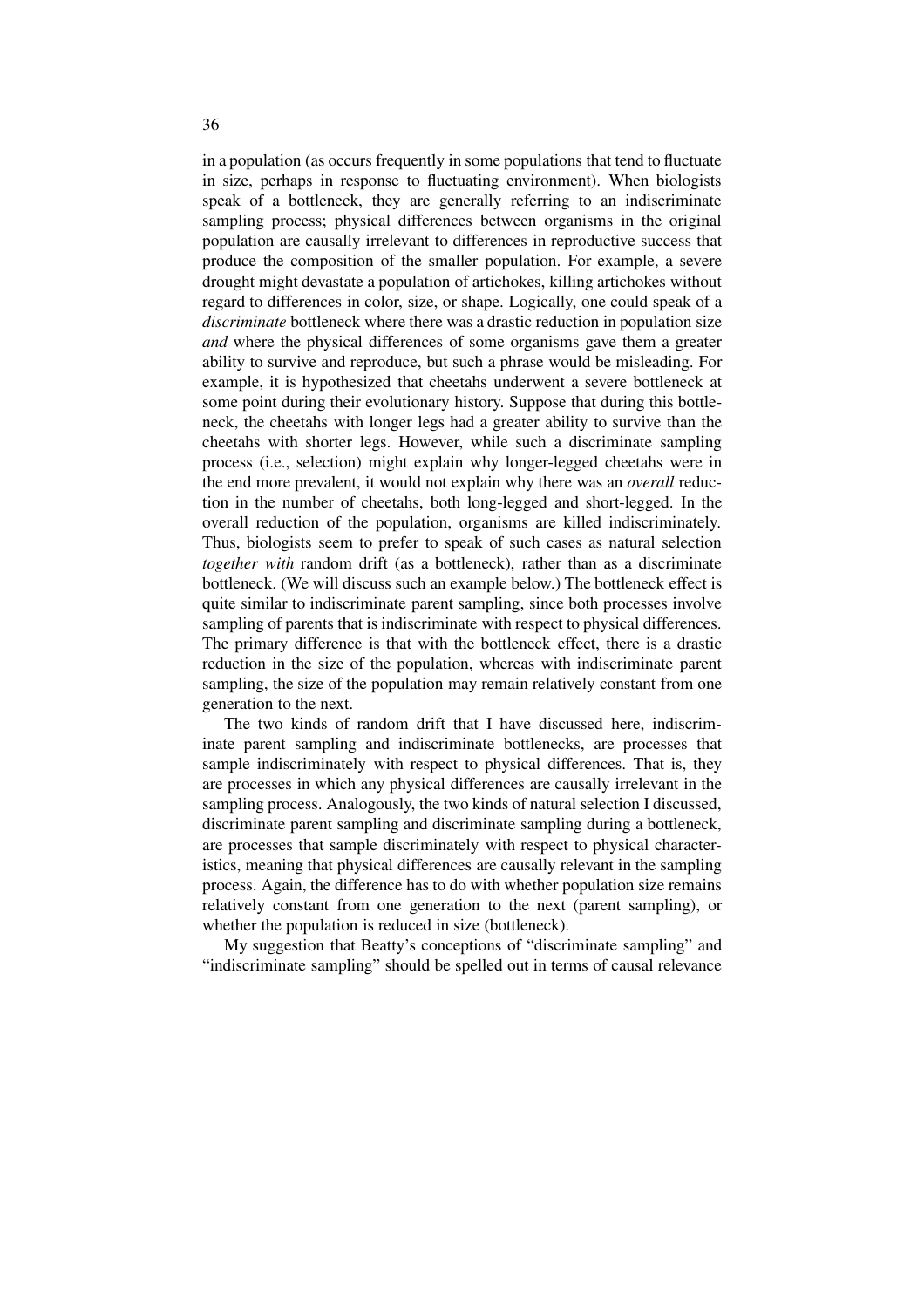in a population (as occurs frequently in some populations that tend to fluctuate in size, perhaps in response to fluctuating environment). When biologists speak of a bottleneck, they are generally referring to an indiscriminate sampling process; physical differences between organisms in the original population are causally irrelevant to differences in reproductive success that produce the composition of the smaller population. For example, a severe drought might devastate a population of artichokes, killing artichokes without regard to differences in color, size, or shape. Logically, one could speak of a *discriminate* bottleneck where there was a drastic reduction in population size *and* where the physical differences of some organisms gave them a greater ability to survive and reproduce, but such a phrase would be misleading. For example, it is hypothesized that cheetahs underwent a severe bottleneck at some point during their evolutionary history. Suppose that during this bottleneck, the cheetahs with longer legs had a greater ability to survive than the cheetahs with shorter legs. However, while such a discriminate sampling process (i.e., selection) might explain why longer-legged cheetahs were in the end more prevalent, it would not explain why there was an *overall* reduction in the number of cheetahs, both long-legged and short-legged. In the overall reduction of the population, organisms are killed indiscriminately. Thus, biologists seem to prefer to speak of such cases as natural selection *together with* random drift (as a bottleneck), rather than as a discriminate bottleneck. (We will discuss such an example below.) The bottleneck effect is quite similar to indiscriminate parent sampling, since both processes involve sampling of parents that is indiscriminate with respect to physical differences. The primary difference is that with the bottleneck effect, there is a drastic reduction in the size of the population, whereas with indiscriminate parent sampling, the size of the population may remain relatively constant from one generation to the next.

The two kinds of random drift that I have discussed here, indiscriminate parent sampling and indiscriminate bottlenecks, are processes that sample indiscriminately with respect to physical differences. That is, they are processes in which any physical differences are causally irrelevant in the sampling process. Analogously, the two kinds of natural selection I discussed, discriminate parent sampling and discriminate sampling during a bottleneck, are processes that sample discriminately with respect to physical characteristics, meaning that physical differences are causally relevant in the sampling process. Again, the difference has to do with whether population size remains relatively constant from one generation to the next (parent sampling), or whether the population is reduced in size (bottleneck).

My suggestion that Beatty's conceptions of "discriminate sampling" and "indiscriminate sampling" should be spelled out in terms of causal relevance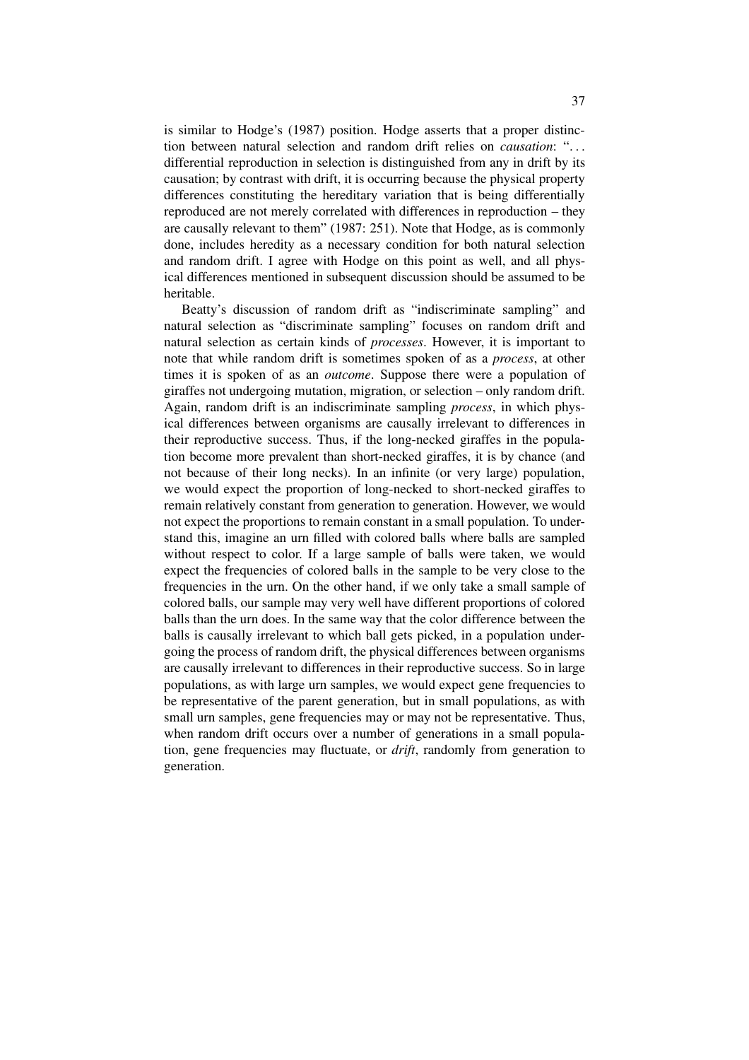is similar to Hodge's (1987) position. Hodge asserts that a proper distinction between natural selection and random drift relies on *causation*: "... differential reproduction in selection is distinguished from any in drift by its causation; by contrast with drift, it is occurring because the physical property differences constituting the hereditary variation that is being differentially reproduced are not merely correlated with differences in reproduction – they are causally relevant to them" (1987: 251). Note that Hodge, as is commonly done, includes heredity as a necessary condition for both natural selection and random drift. I agree with Hodge on this point as well, and all physical differences mentioned in subsequent discussion should be assumed to be heritable.

Beatty's discussion of random drift as "indiscriminate sampling" and natural selection as "discriminate sampling" focuses on random drift and natural selection as certain kinds of *processes*. However, it is important to note that while random drift is sometimes spoken of as a *process*, at other times it is spoken of as an *outcome*. Suppose there were a population of giraffes not undergoing mutation, migration, or selection – only random drift. Again, random drift is an indiscriminate sampling *process*, in which physical differences between organisms are causally irrelevant to differences in their reproductive success. Thus, if the long-necked giraffes in the population become more prevalent than short-necked giraffes, it is by chance (and not because of their long necks). In an infinite (or very large) population, we would expect the proportion of long-necked to short-necked giraffes to remain relatively constant from generation to generation. However, we would not expect the proportions to remain constant in a small population. To understand this, imagine an urn filled with colored balls where balls are sampled without respect to color. If a large sample of balls were taken, we would expect the frequencies of colored balls in the sample to be very close to the frequencies in the urn. On the other hand, if we only take a small sample of colored balls, our sample may very well have different proportions of colored balls than the urn does. In the same way that the color difference between the balls is causally irrelevant to which ball gets picked, in a population undergoing the process of random drift, the physical differences between organisms are causally irrelevant to differences in their reproductive success. So in large populations, as with large urn samples, we would expect gene frequencies to be representative of the parent generation, but in small populations, as with small urn samples, gene frequencies may or may not be representative. Thus, when random drift occurs over a number of generations in a small population, gene frequencies may fluctuate, or *drift*, randomly from generation to generation.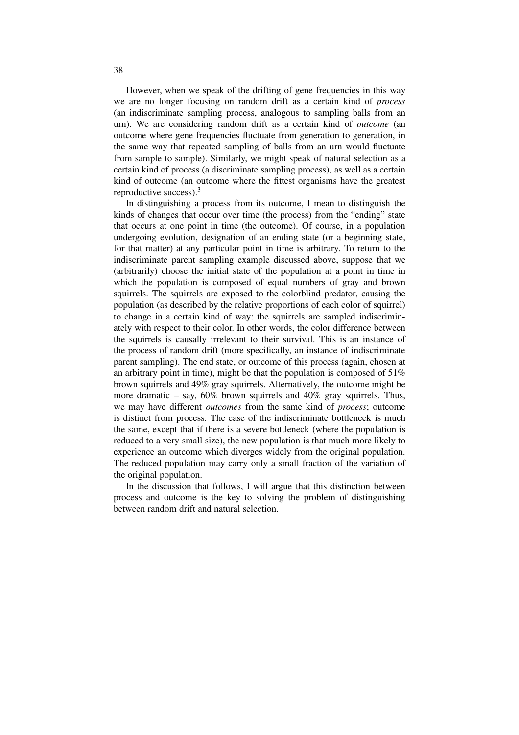However, when we speak of the drifting of gene frequencies in this way we are no longer focusing on random drift as a certain kind of *process* (an indiscriminate sampling process, analogous to sampling balls from an urn). We are considering random drift as a certain kind of *outcome* (an outcome where gene frequencies fluctuate from generation to generation, in the same way that repeated sampling of balls from an urn would fluctuate from sample to sample). Similarly, we might speak of natural selection as a certain kind of process (a discriminate sampling process), as well as a certain kind of outcome (an outcome where the fittest organisms have the greatest reproductive success).[3]

In distinguishing a process from its outcome, I mean to distinguish the kinds of changes that occur over time (the process) from the "ending" state that occurs at one point in time (the outcome). Of course, in a population undergoing evolution, designation of an ending state (or a beginning state, for that matter) at any particular point in time is arbitrary. To return to the indiscriminate parent sampling example discussed above, suppose that we (arbitrarily) choose the initial state of the population at a point in time in which the population is composed of equal numbers of gray and brown squirrels. The squirrels are exposed to the colorblind predator, causing the population (as described by the relative proportions of each color of squirrel) to change in a certain kind of way: the squirrels are sampled indiscriminately with respect to their color. In other words, the color difference between the squirrels is causally irrelevant to their survival. This is an instance of the process of random drift (more specifically, an instance of indiscriminate parent sampling). The end state, or outcome of this process (again, chosen at an arbitrary point in time), might be that the population is composed of 51% brown squirrels and 49% gray squirrels. Alternatively, the outcome might be more dramatic – say, 60% brown squirrels and 40% gray squirrels. Thus, we may have different *outcomes* from the same kind of *process*; outcome is distinct from process. The case of the indiscriminate bottleneck is much the same, except that if there is a severe bottleneck (where the population is reduced to a very small size), the new population is that much more likely to experience an outcome which diverges widely from the original population. The reduced population may carry only a small fraction of the variation of the original population.

In the discussion that follows, I will argue that this distinction between process and outcome is the key to solving the problem of distinguishing between random drift and natural selection.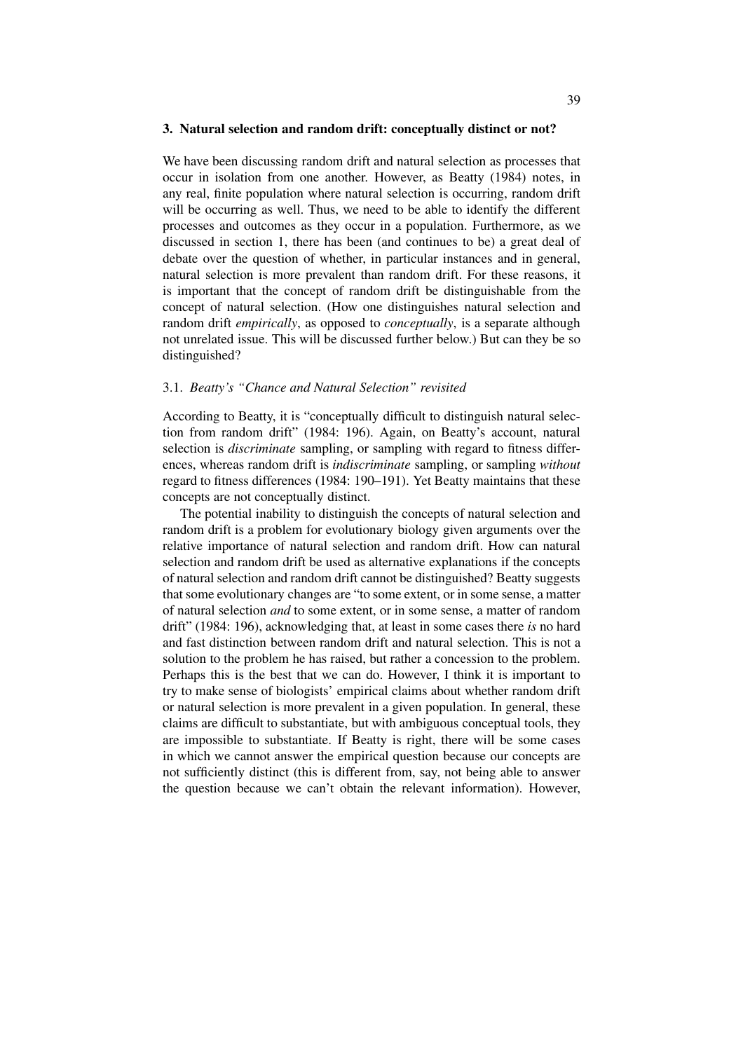## 3. Natural selection and random drift: conceptually distinct or not?

We have been discussing random drift and natural selection as processes that occur in isolation from one another. However, as Beatty (1984) notes, in any real, finite population where natural selection is occurring, random drift will be occurring as well. Thus, we need to be able to identify the different processes and outcomes as they occur in a population. Furthermore, as we discussed in section 1, there has been (and continues to be) a great deal of debate over the question of whether, in particular instances and in general, natural selection is more prevalent than random drift. For these reasons, it is important that the concept of random drift be distinguishable from the concept of natural selection. (How one distinguishes natural selection and random drift *empirically*, as opposed to *conceptually*, is a separate although not unrelated issue. This will be discussed further below.) But can they be so distinguished?

### 3.1. *Beatty's "Chance and Natural Selection" revisited*

According to Beatty, it is "conceptually difficult to distinguish natural selection from random drift" (1984: 196). Again, on Beatty's account, natural selection is *discriminate* sampling, or sampling with regard to fitness differences, whereas random drift is *indiscriminate* sampling, or sampling *without* regard to fitness differences (1984: 190–191). Yet Beatty maintains that these concepts are not conceptually distinct.

The potential inability to distinguish the concepts of natural selection and random drift is a problem for evolutionary biology given arguments over the relative importance of natural selection and random drift. How can natural selection and random drift be used as alternative explanations if the concepts of natural selection and random drift cannot be distinguished? Beatty suggests that some evolutionary changes are "to some extent, or in some sense, a matter of natural selection *and* to some extent, or in some sense, a matter of random drift" (1984: 196), acknowledging that, at least in some cases there *is* no hard and fast distinction between random drift and natural selection. This is not a solution to the problem he has raised, but rather a concession to the problem. Perhaps this is the best that we can do. However, I think it is important to try to make sense of biologists' empirical claims about whether random drift or natural selection is more prevalent in a given population. In general, these claims are difficult to substantiate, but with ambiguous conceptual tools, they are impossible to substantiate. If Beatty is right, there will be some cases in which we cannot answer the empirical question because our concepts are not sufficiently distinct (this is different from, say, not being able to answer the question because we can't obtain the relevant information). However,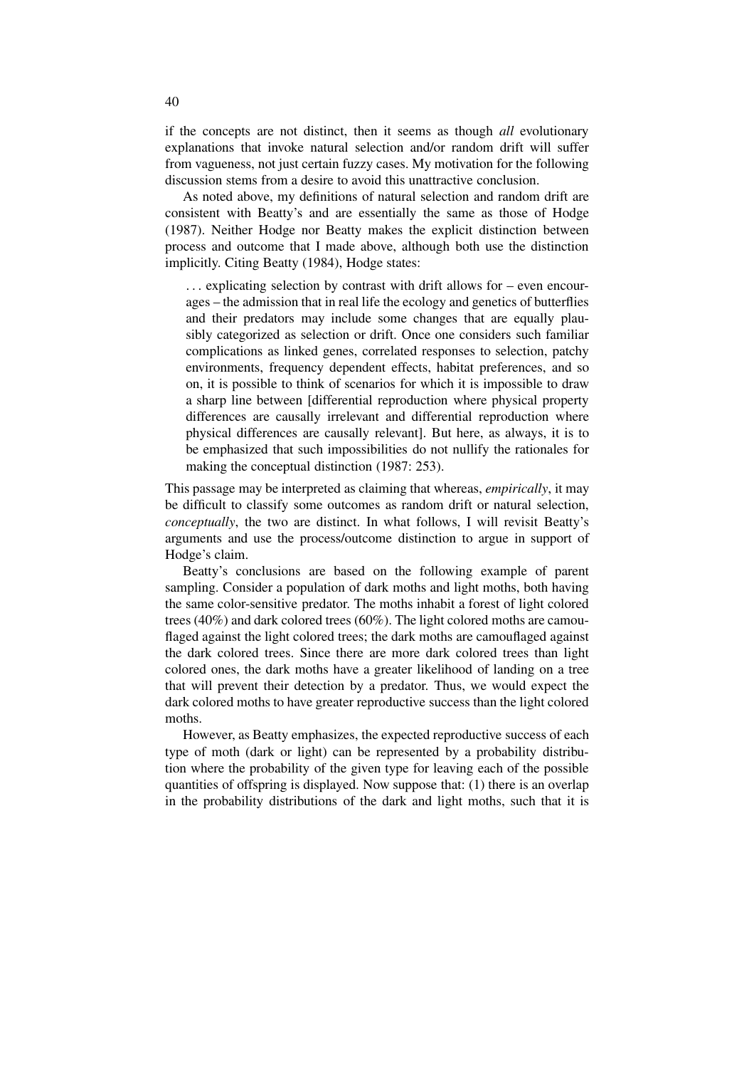if the concepts are not distinct, then it seems as though *all* evolutionary explanations that invoke natural selection and/or random drift will suffer from vagueness, not just certain fuzzy cases. My motivation for the following discussion stems from a desire to avoid this unattractive conclusion.

As noted above, my definitions of natural selection and random drift are consistent with Beatty's and are essentially the same as those of Hodge (1987). Neither Hodge nor Beatty makes the explicit distinction between process and outcome that I made above, although both use the distinction implicitly. Citing Beatty (1984), Hodge states:

> . . . explicating selection by contrast with drift allows for – even encourages – the admission that in real life the ecology and genetics of butterflies and their predators may include some changes that are equally plausibly categorized as selection or drift. Once one considers such familiar complications as linked genes, correlated responses to selection, patchy environments, frequency dependent effects, habitat preferences, and so on, it is possible to think of scenarios for which it is impossible to draw a sharp line between [differential reproduction where physical property differences are causally irrelevant and differential reproduction where physical differences are causally relevant]. But here, as always, it is to be emphasized that such impossibilities do not nullify the rationales for making the conceptual distinction (1987: 253).

This passage may be interpreted as claiming that whereas, *empirically*, it may be difficult to classify some outcomes as random drift or natural selection, *conceptually*, the two are distinct. In what follows, I will revisit Beatty's arguments and use the process/outcome distinction to argue in support of Hodge's claim.

Beatty's conclusions are based on the following example of parent sampling. Consider a population of dark moths and light moths, both having the same color-sensitive predator. The moths inhabit a forest of light colored trees (40%) and dark colored trees (60%). The light colored moths are camouflaged against the light colored trees; the dark moths are camouflaged against the dark colored trees. Since there are more dark colored trees than light colored ones, the dark moths have a greater likelihood of landing on a tree that will prevent their detection by a predator. Thus, we would expect the dark colored moths to have greater reproductive success than the light colored moths.

However, as Beatty emphasizes, the expected reproductive success of each type of moth (dark or light) can be represented by a probability distribution where the probability of the given type for leaving each of the possible quantities of offspring is displayed. Now suppose that: (1) there is an overlap in the probability distributions of the dark and light moths, such that it is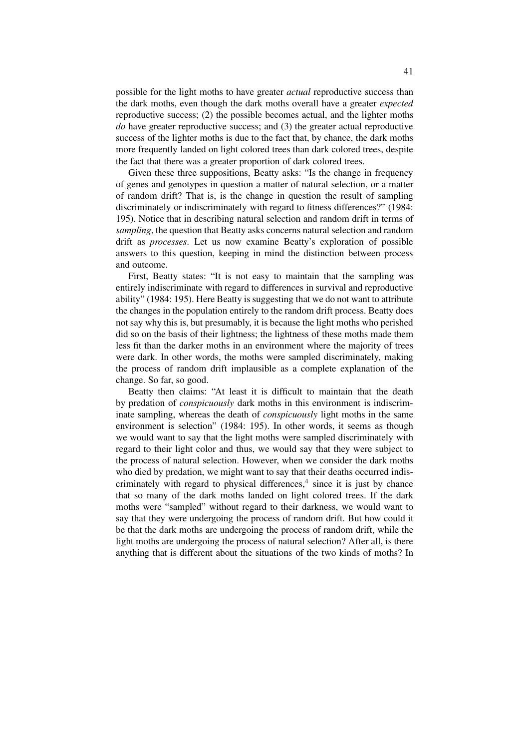possible for the light moths to have greater *actual* reproductive success than the dark moths, even though the dark moths overall have a greater *expected* reproductive success; (2) the possible becomes actual, and the lighter moths *do* have greater reproductive success; and (3) the greater actual reproductive success of the lighter moths is due to the fact that, by chance, the dark moths more frequently landed on light colored trees than dark colored trees, despite the fact that there was a greater proportion of dark colored trees.

Given these three suppositions, Beatty asks: "Is the change in frequency of genes and genotypes in question a matter of natural selection, or a matter of random drift? That is, is the change in question the result of sampling discriminately or indiscriminately with regard to fitness differences?" (1984: 195). Notice that in describing natural selection and random drift in terms of *sampling*, the question that Beatty asks concerns natural selection and random drift as *processes*. Let us now examine Beatty's exploration of possible answers to this question, keeping in mind the distinction between process and outcome.

First, Beatty states: "It is not easy to maintain that the sampling was entirely indiscriminate with regard to differences in survival and reproductive ability" (1984: 195). Here Beatty is suggesting that we do not want to attribute the changes in the population entirely to the random drift process. Beatty does not say why this is, but presumably, it is because the light moths who perished did so on the basis of their lightness; the lightness of these moths made them less fit than the darker moths in an environment where the majority of trees were dark. In other words, the moths were sampled discriminately, making the process of random drift implausible as a complete explanation of the change. So far, so good.

Beatty then claims: "At least it is difficult to maintain that the death by predation of *conspicuously* dark moths in this environment is indiscriminate sampling, whereas the death of *conspicuously* light moths in the same environment is selection" (1984: 195). In other words, it seems as though we would want to say that the light moths were sampled discriminately with regard to their light color and thus, we would say that they were subject to the process of natural selection. However, when we consider the dark moths who died by predation, we might want to say that their deaths occurred indiscriminately with regard to physical differences,[4] since it is just by chance that so many of the dark moths landed on light colored trees. If the dark moths were "sampled" without regard to their darkness, we would want to say that they were undergoing the process of random drift. But how could it be that the dark moths are undergoing the process of random drift, while the light moths are undergoing the process of natural selection? After all, is there anything that is different about the situations of the two kinds of moths? In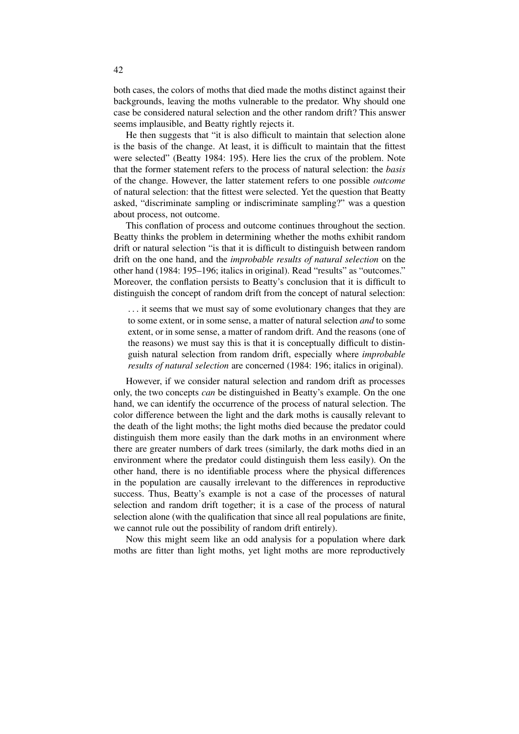both cases, the colors of moths that died made the moths distinct against their backgrounds, leaving the moths vulnerable to the predator. Why should one case be considered natural selection and the other random drift? This answer seems implausible, and Beatty rightly rejects it.

He then suggests that "it is also difficult to maintain that selection alone is the basis of the change. At least, it is difficult to maintain that the fittest were selected" (Beatty 1984: 195). Here lies the crux of the problem. Note that the former statement refers to the process of natural selection: the *basis* of the change. However, the latter statement refers to one possible *outcome* of natural selection: that the fittest were selected. Yet the question that Beatty asked, "discriminate sampling or indiscriminate sampling?" was a question about process, not outcome.

This conflation of process and outcome continues throughout the section. Beatty thinks the problem in determining whether the moths exhibit random drift or natural selection "is that it is difficult to distinguish between random drift on the one hand, and the *improbable results of natural selection* on the other hand (1984: 195–196; italics in original). Read "results" as "outcomes." Moreover, the conflation persists to Beatty's conclusion that it is difficult to distinguish the concept of random drift from the concept of natural selection:

> . . . it seems that we must say of some evolutionary changes that they are to some extent, or in some sense, a matter of natural selection *and* to some extent, or in some sense, a matter of random drift. And the reasons (one of the reasons) we must say this is that it is conceptually difficult to distinguish natural selection from random drift, especially where *improbable results of natural selection* are concerned (1984: 196; italics in original).

However, if we consider natural selection and random drift as processes only, the two concepts *can* be distinguished in Beatty's example. On the one hand, we can identify the occurrence of the process of natural selection. The color difference between the light and the dark moths is causally relevant to the death of the light moths; the light moths died because the predator could distinguish them more easily than the dark moths in an environment where there are greater numbers of dark trees (similarly, the dark moths died in an environment where the predator could distinguish them less easily). On the other hand, there is no identifiable process where the physical differences in the population are causally irrelevant to the differences in reproductive success. Thus, Beatty's example is not a case of the processes of natural selection and random drift together; it is a case of the process of natural selection alone (with the qualification that since all real populations are finite, we cannot rule out the possibility of random drift entirely).

Now this might seem like an odd analysis for a population where dark moths are fitter than light moths, yet light moths are more reproductively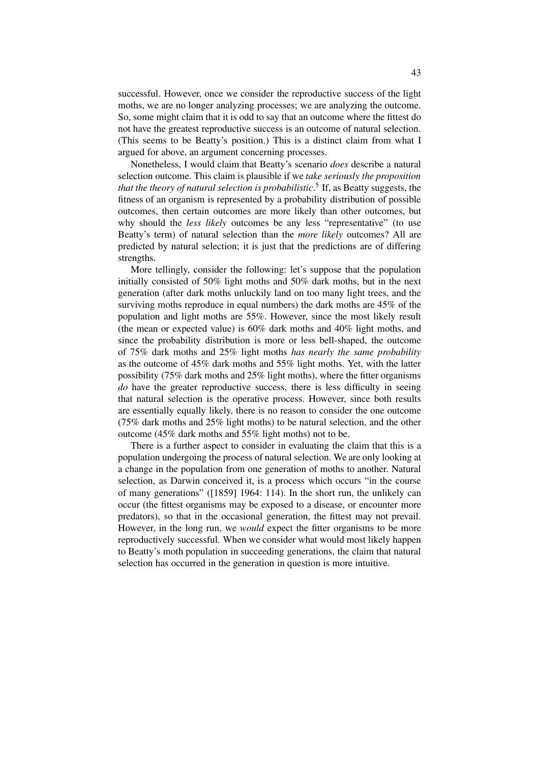successful. However, once we consider the reproductive success of the light moths, we are no longer analyzing processes; we are analyzing the outcome. So, some might claim that it is odd to say that an outcome where the fittest do not have the greatest reproductive success is an outcome of natural selection. (This seems to be Beatty's position.) This is a distinct claim from what I argued for above, an argument concerning processes.

Nonetheless, I would claim that Beatty's scenario *does* describe a natural selection outcome. This claim is plausible if we *take seriously the proposition that the theory of natural selection is probabilistic*.[5] If, as Beatty suggests, the fitness of an organism is represented by a probability distribution of possible outcomes, then certain outcomes are more likely than other outcomes, but why should the *less likely* outcomes be any less "representative" (to use Beatty's term) of natural selection than the *more likely* outcomes? All are predicted by natural selection; it is just that the predictions are of differing strengths.

More tellingly, consider the following: let's suppose that the population initially consisted of 50% light moths and 50% dark moths, but in the next generation (after dark moths unluckily land on too many light trees, and the surviving moths reproduce in equal numbers) the dark moths are 45% of the population and light moths are 55%. However, since the most likely result (the mean or expected value) is 60% dark moths and 40% light moths, and since the probability distribution is more or less bell-shaped, the outcome of 75% dark moths and 25% light moths *has nearly the same probability* as the outcome of 45% dark moths and 55% light moths. Yet, with the latter possibility (75% dark moths and 25% light moths), where the fitter organisms *do* have the greater reproductive success, there is less difficulty in seeing that natural selection is the operative process. However, since both results are essentially equally likely, there is no reason to consider the one outcome (75% dark moths and 25% light moths) to be natural selection, and the other outcome (45% dark moths and 55% light moths) not to be.

There is a further aspect to consider in evaluating the claim that this is a population undergoing the process of natural selection. We are only looking at a change in the population from one generation of moths to another. Natural selection, as Darwin conceived it, is a process which occurs "in the course of many generations" ([1859] 1964: 114). In the short run, the unlikely can occur (the fittest organisms may be exposed to a disease, or encounter more predators), so that in the occasional generation, the fittest may not prevail. However, in the long run, we *would* expect the fitter organisms to be more reproductively successful. When we consider what would most likely happen to Beatty's moth population in succeeding generations, the claim that natural selection has occurred in the generation in question is more intuitive.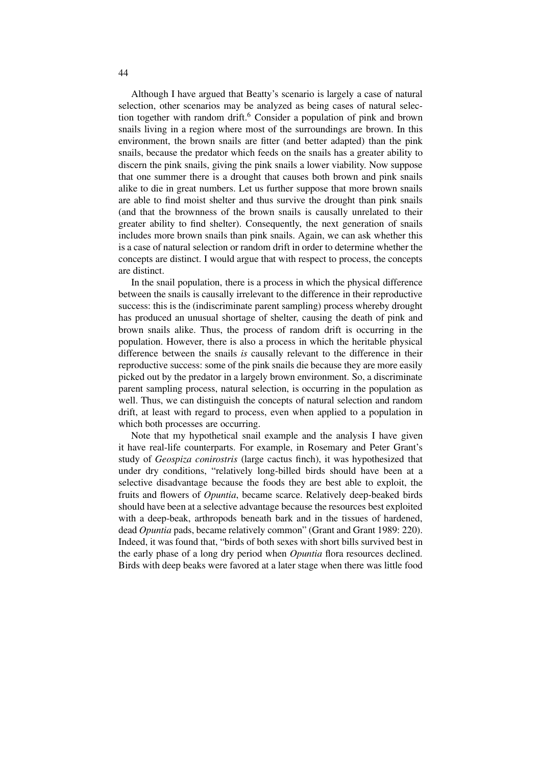Although I have argued that Beatty's scenario is largely a case of natural selection, other scenarios may be analyzed as being cases of natural selection together with random drift.[6] Consider a population of pink and brown snails living in a region where most of the surroundings are brown. In this environment, the brown snails are fitter (and better adapted) than the pink snails, because the predator which feeds on the snails has a greater ability to discern the pink snails, giving the pink snails a lower viability. Now suppose that one summer there is a drought that causes both brown and pink snails alike to die in great numbers. Let us further suppose that more brown snails are able to find moist shelter and thus survive the drought than pink snails (and that the brownness of the brown snails is causally unrelated to their greater ability to find shelter). Consequently, the next generation of snails includes more brown snails than pink snails. Again, we can ask whether this is a case of natural selection or random drift in order to determine whether the concepts are distinct. I would argue that with respect to process, the concepts are distinct.

In the snail population, there is a process in which the physical difference between the snails is causally irrelevant to the difference in their reproductive success: this is the (indiscriminate parent sampling) process whereby drought has produced an unusual shortage of shelter, causing the death of pink and brown snails alike. Thus, the process of random drift is occurring in the population. However, there is also a process in which the heritable physical difference between the snails *is* causally relevant to the difference in their reproductive success: some of the pink snails die because they are more easily picked out by the predator in a largely brown environment. So, a discriminate parent sampling process, natural selection, is occurring in the population as well. Thus, we can distinguish the concepts of natural selection and random drift, at least with regard to process, even when applied to a population in which both processes are occurring.

Note that my hypothetical snail example and the analysis I have given it have real-life counterparts. For example, in Rosemary and Peter Grant's study of *Geospiza conirostris* (large cactus finch), it was hypothesized that under dry conditions, "relatively long-billed birds should have been at a selective disadvantage because the foods they are best able to exploit, the fruits and flowers of *Opuntia*, became scarce. Relatively deep-beaked birds should have been at a selective advantage because the resources best exploited with a deep-beak, arthropods beneath bark and in the tissues of hardened, dead *Opuntia* pads, became relatively common" (Grant and Grant 1989: 220). Indeed, it was found that, "birds of both sexes with short bills survived best in the early phase of a long dry period when *Opuntia* flora resources declined. Birds with deep beaks were favored at a later stage when there was little food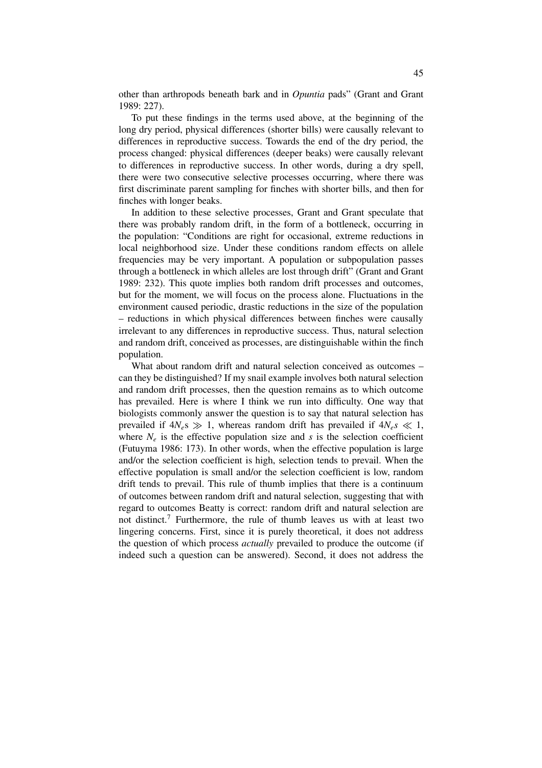other than arthropods beneath bark and in *Opuntia* pads" (Grant and Grant 1989: 227).

To put these findings in the terms used above, at the beginning of the long dry period, physical differences (shorter bills) were causally relevant to differences in reproductive success. Towards the end of the dry period, the process changed: physical differences (deeper beaks) were causally relevant to differences in reproductive success. In other words, during a dry spell, there were two consecutive selective processes occurring, where there was first discriminate parent sampling for finches with shorter bills, and then for finches with longer beaks.

In addition to these selective processes, Grant and Grant speculate that there was probably random drift, in the form of a bottleneck, occurring in the population: "Conditions are right for occasional, extreme reductions in local neighborhood size. Under these conditions random effects on allele frequencies may be very important. A population or subpopulation passes through a bottleneck in which alleles are lost through drift" (Grant and Grant 1989: 232). This quote implies both random drift processes and outcomes, but for the moment, we will focus on the process alone. Fluctuations in the environment caused periodic, drastic reductions in the size of the population – reductions in which physical differences between finches were causally irrelevant to any differences in reproductive success. Thus, natural selection and random drift, conceived as processes, are distinguishable within the finch population.

What about random drift and natural selection conceived as outcomes – can they be distinguished? If my snail example involves both natural selection and random drift processes, then the question remains as to which outcome has prevailed. Here is where I think we run into difficulty. One way that biologists commonly answer the question is to say that natural selection has prevailed if $4N_es \gg 1$, whereas random drift has prevailed if $4N_es \ll 1$, where $N_e$ is the effective population size and $s$ is the selection coefficient (Futuyma 1986: 173). In other words, when the effective population is large and/or the selection coefficient is high, selection tends to prevail. When the effective population is small and/or the selection coefficient is low, random drift tends to prevail. This rule of thumb implies that there is a continuum of outcomes between random drift and natural selection, suggesting that with regard to outcomes Beatty is correct: random drift and natural selection are not distinct.[7] Furthermore, the rule of thumb leaves us with at least two lingering concerns. First, since it is purely theoretical, it does not address the question of which process *actually* prevailed to produce the outcome (if indeed such a question can be answered). Second, it does not address the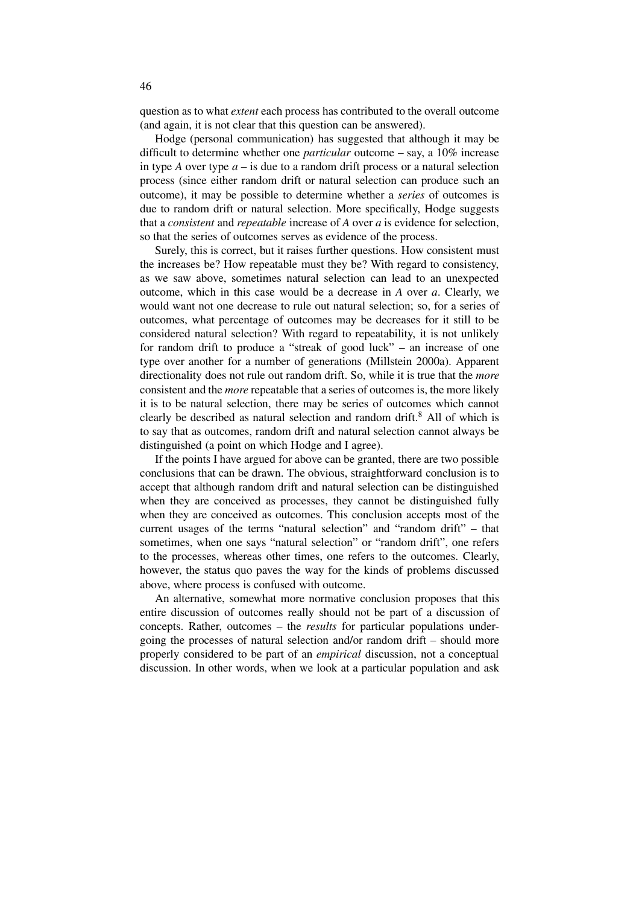question as to what *extent* each process has contributed to the overall outcome (and again, it is not clear that this question can be answered).

Hodge (personal communication) has suggested that although it may be difficult to determine whether one *particular* outcome – say, a 10% increase in type *A* over type *a* – is due to a random drift process or a natural selection process (since either random drift or natural selection can produce such an outcome), it may be possible to determine whether a *series* of outcomes is due to random drift or natural selection. More specifically, Hodge suggests that a *consistent* and *repeatable* increase of *A* over *a* is evidence for selection, so that the series of outcomes serves as evidence of the process.

Surely, this is correct, but it raises further questions. How consistent must the increases be? How repeatable must they be? With regard to consistency, as we saw above, sometimes natural selection can lead to an unexpected outcome, which in this case would be a decrease in *A* over *a*. Clearly, we would want not one decrease to rule out natural selection; so, for a series of outcomes, what percentage of outcomes may be decreases for it still to be considered natural selection? With regard to repeatability, it is not unlikely for random drift to produce a "streak of good luck" – an increase of one type over another for a number of generations (Millstein 2000a). Apparent directionality does not rule out random drift. So, while it is true that the *more* consistent and the *more* repeatable that a series of outcomes is, the more likely it is to be natural selection, there may be series of outcomes which cannot clearly be described as natural selection and random drift.[8] All of which is to say that as outcomes, random drift and natural selection cannot always be distinguished (a point on which Hodge and I agree).

If the points I have argued for above can be granted, there are two possible conclusions that can be drawn. The obvious, straightforward conclusion is to accept that although random drift and natural selection can be distinguished when they are conceived as processes, they cannot be distinguished fully when they are conceived as outcomes. This conclusion accepts most of the current usages of the terms "natural selection" and "random drift" – that sometimes, when one says "natural selection" or "random drift", one refers to the processes, whereas other times, one refers to the outcomes. Clearly, however, the status quo paves the way for the kinds of problems discussed above, where process is confused with outcome.

An alternative, somewhat more normative conclusion proposes that this entire discussion of outcomes really should not be part of a discussion of concepts. Rather, outcomes – the *results* for particular populations undergoing the processes of natural selection and/or random drift – should more properly considered to be part of an *empirical* discussion, not a conceptual discussion. In other words, when we look at a particular population and ask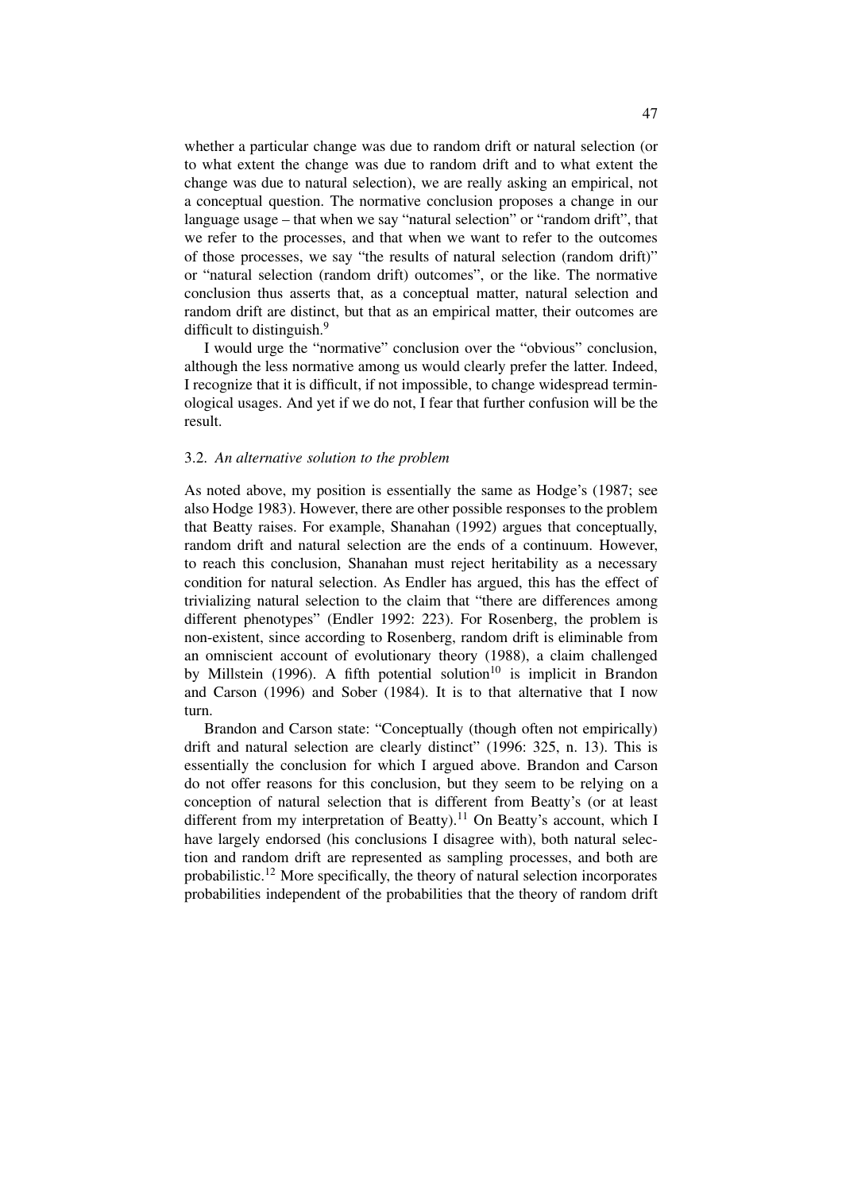whether a particular change was due to random drift or natural selection (or to what extent the change was due to random drift and to what extent the change was due to natural selection), we are really asking an empirical, not a conceptual question. The normative conclusion proposes a change in our language usage – that when we say "natural selection" or "random drift", that we refer to the processes, and that when we want to refer to the outcomes of those processes, we say "the results of natural selection (random drift)" or "natural selection (random drift) outcomes", or the like. The normative conclusion thus asserts that, as a conceptual matter, natural selection and random drift are distinct, but that as an empirical matter, their outcomes are difficult to distinguish.[9]

I would urge the "normative" conclusion over the "obvious" conclusion, although the less normative among us would clearly prefer the latter. Indeed, I recognize that it is difficult, if not impossible, to change widespread terminological usages. And yet if we do not, I fear that further confusion will be the result.

### 3.2. *An alternative solution to the problem*

As noted above, my position is essentially the same as Hodge's (1987; see also Hodge 1983). However, there are other possible responses to the problem that Beatty raises. For example, Shanahan (1992) argues that conceptually, random drift and natural selection are the ends of a continuum. However, to reach this conclusion, Shanahan must reject heritability as a necessary condition for natural selection. As Endler has argued, this has the effect of trivializing natural selection to the claim that "there are differences among different phenotypes" (Endler 1992: 223). For Rosenberg, the problem is non-existent, since according to Rosenberg, random drift is eliminable from an omniscient account of evolutionary theory (1988), a claim challenged by Millstein (1996). A fifth potential solution[10] is implicit in Brandon and Carson (1996) and Sober (1984). It is to that alternative that I now turn.

Brandon and Carson state: "Conceptually (though often not empirically) drift and natural selection are clearly distinct" (1996: 325, n. 13). This is essentially the conclusion for which I argued above. Brandon and Carson do not offer reasons for this conclusion, but they seem to be relying on a conception of natural selection that is different from Beatty's (or at least different from my interpretation of Beatty).[11] On Beatty's account, which I have largely endorsed (his conclusions I disagree with), both natural selection and random drift are represented as sampling processes, and both are probabilistic.[12] More specifically, the theory of natural selection incorporates probabilities independent of the probabilities that the theory of random drift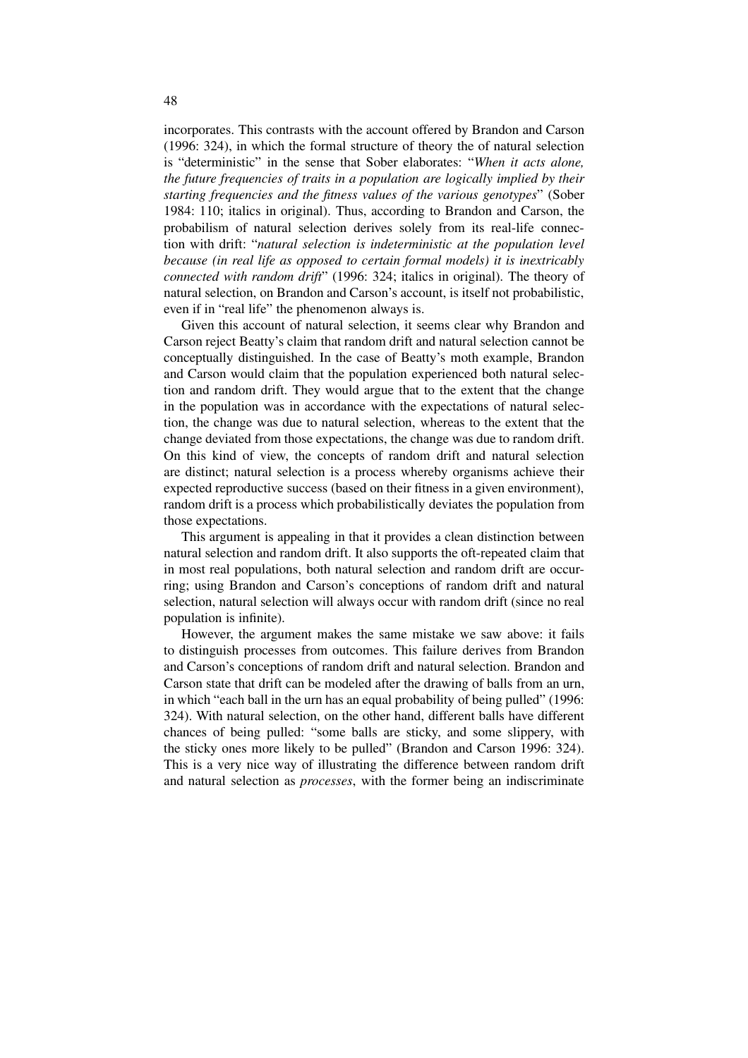incorporates. This contrasts with the account offered by Brandon and Carson (1996: 324), in which the formal structure of theory the of natural selection is "deterministic" in the sense that Sober elaborates: "*When it acts alone, the future frequencies of traits in a population are logically implied by their starting frequencies and the fitness values of the various genotypes*" (Sober 1984: 110; italics in original). Thus, according to Brandon and Carson, the probabilism of natural selection derives solely from its real-life connection with drift: "*natural selection is indeterministic at the population level because (in real life as opposed to certain formal models) it is inextricably connected with random drift*" (1996: 324; italics in original). The theory of natural selection, on Brandon and Carson's account, is itself not probabilistic, even if in "real life" the phenomenon always is.

Given this account of natural selection, it seems clear why Brandon and Carson reject Beatty's claim that random drift and natural selection cannot be conceptually distinguished. In the case of Beatty's moth example, Brandon and Carson would claim that the population experienced both natural selection and random drift. They would argue that to the extent that the change in the population was in accordance with the expectations of natural selection, the change was due to natural selection, whereas to the extent that the change deviated from those expectations, the change was due to random drift. On this kind of view, the concepts of random drift and natural selection are distinct; natural selection is a process whereby organisms achieve their expected reproductive success (based on their fitness in a given environment), random drift is a process which probabilistically deviates the population from those expectations.

This argument is appealing in that it provides a clean distinction between natural selection and random drift. It also supports the oft-repeated claim that in most real populations, both natural selection and random drift are occurring; using Brandon and Carson's conceptions of random drift and natural selection, natural selection will always occur with random drift (since no real population is infinite).

However, the argument makes the same mistake we saw above: it fails to distinguish processes from outcomes. This failure derives from Brandon and Carson's conceptions of random drift and natural selection. Brandon and Carson state that drift can be modeled after the drawing of balls from an urn, in which "each ball in the urn has an equal probability of being pulled" (1996: 324). With natural selection, on the other hand, different balls have different chances of being pulled: "some balls are sticky, and some slippery, with the sticky ones more likely to be pulled" (Brandon and Carson 1996: 324). This is a very nice way of illustrating the difference between random drift and natural selection as *processes*, with the former being an indiscriminate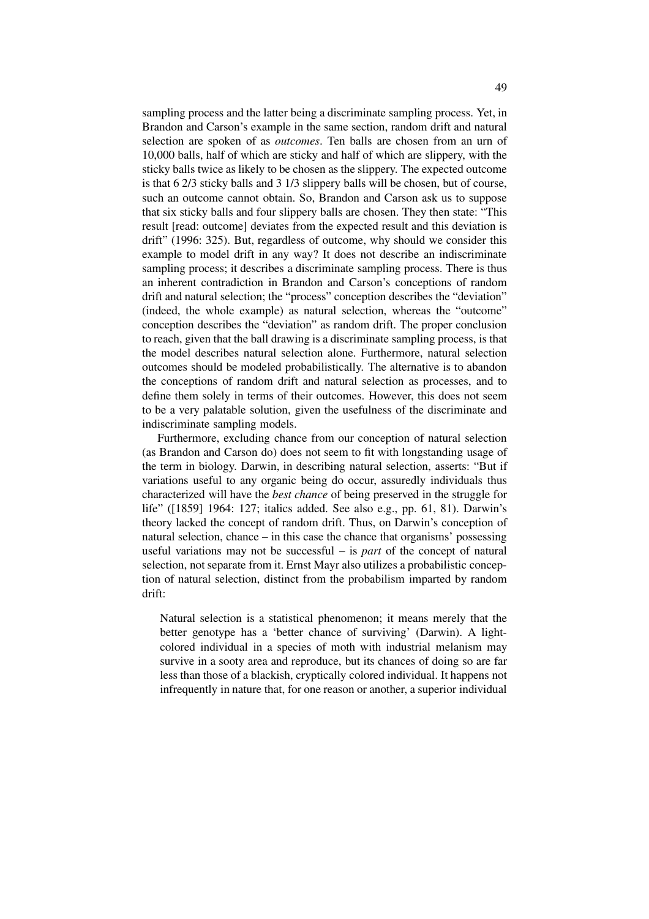sampling process and the latter being a discriminate sampling process. Yet, in Brandon and Carson's example in the same section, random drift and natural selection are spoken of as *outcomes*. Ten balls are chosen from an urn of 10,000 balls, half of which are sticky and half of which are slippery, with the sticky balls twice as likely to be chosen as the slippery. The expected outcome is that 6 2/3 sticky balls and 3 1/3 slippery balls will be chosen, but of course, such an outcome cannot obtain. So, Brandon and Carson ask us to suppose that six sticky balls and four slippery balls are chosen. They then state: "This result [read: outcome] deviates from the expected result and this deviation is drift" (1996: 325). But, regardless of outcome, why should we consider this example to model drift in any way? It does not describe an indiscriminate sampling process; it describes a discriminate sampling process. There is thus an inherent contradiction in Brandon and Carson's conceptions of random drift and natural selection; the "process" conception describes the "deviation" (indeed, the whole example) as natural selection, whereas the "outcome" conception describes the "deviation" as random drift. The proper conclusion to reach, given that the ball drawing is a discriminate sampling process, is that the model describes natural selection alone. Furthermore, natural selection outcomes should be modeled probabilistically. The alternative is to abandon the conceptions of random drift and natural selection as processes, and to define them solely in terms of their outcomes. However, this does not seem to be a very palatable solution, given the usefulness of the discriminate and indiscriminate sampling models.

Furthermore, excluding chance from our conception of natural selection (as Brandon and Carson do) does not seem to fit with longstanding usage of the term in biology. Darwin, in describing natural selection, asserts: "But if variations useful to any organic being do occur, assuredly individuals thus characterized will have the *best chance* of being preserved in the struggle for life" ([1859] 1964: 127; italics added. See also e.g., pp. 61, 81). Darwin's theory lacked the concept of random drift. Thus, on Darwin's conception of natural selection, chance – in this case the chance that organisms' possessing useful variations may not be successful – is *part* of the concept of natural selection, not separate from it. Ernst Mayr also utilizes a probabilistic conception of natural selection, distinct from the probabilism imparted by random drift:

> Natural selection is a statistical phenomenon; it means merely that the better genotype has a 'better chance of surviving' (Darwin). A light-colored individual in a species of moth with industrial melanism may survive in a sooty area and reproduce, but its chances of doing so are far less than those of a blackish, cryptically colored individual. It happens not infrequently in nature that, for one reason or another, a superior individual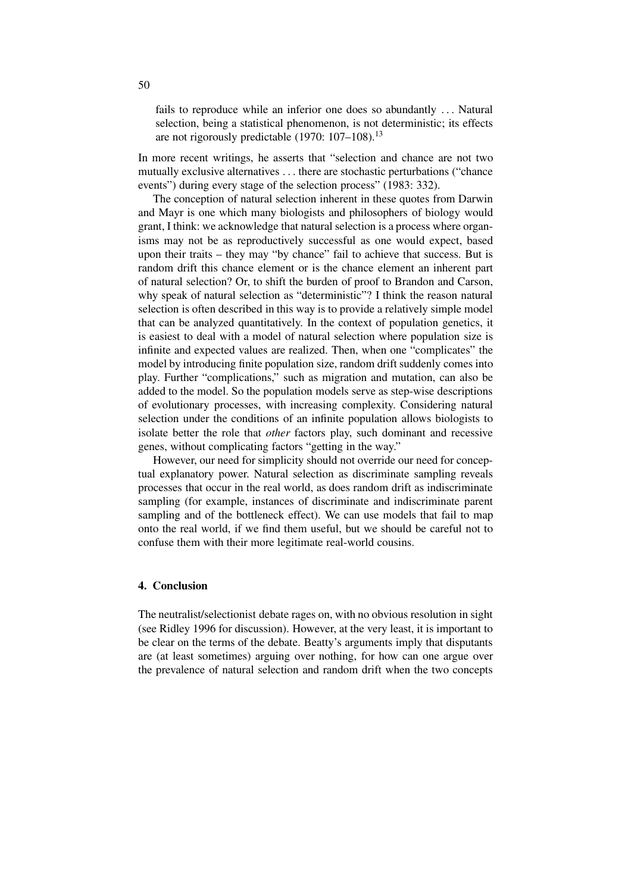> fails to reproduce while an inferior one does so abundantly . . . Natural selection, being a statistical phenomenon, is not deterministic; its effects are not rigorously predictable (1970: 107–108).[13]

In more recent writings, he asserts that "selection and chance are not two mutually exclusive alternatives . . . there are stochastic perturbations ("chance events") during every stage of the selection process" (1983: 332).

The conception of natural selection inherent in these quotes from Darwin and Mayr is one which many biologists and philosophers of biology would grant, I think: we acknowledge that natural selection is a process where organisms may not be as reproductively successful as one would expect, based upon their traits – they may "by chance" fail to achieve that success. But is random drift this chance element or is the chance element an inherent part of natural selection? Or, to shift the burden of proof to Brandon and Carson, why speak of natural selection as "deterministic"? I think the reason natural selection is often described in this way is to provide a relatively simple model that can be analyzed quantitatively. In the context of population genetics, it is easiest to deal with a model of natural selection where population size is infinite and expected values are realized. Then, when one "complicates" the model by introducing finite population size, random drift suddenly comes into play. Further "complications," such as migration and mutation, can also be added to the model. So the population models serve as step-wise descriptions of evolutionary processes, with increasing complexity. Considering natural selection under the conditions of an infinite population allows biologists to isolate better the role that *other* factors play, such dominant and recessive genes, without complicating factors "getting in the way."

However, our need for simplicity should not override our need for conceptual explanatory power. Natural selection as discriminate sampling reveals processes that occur in the real world, as does random drift as indiscriminate sampling (for example, instances of discriminate and indiscriminate parent sampling and of the bottleneck effect). We can use models that fail to map onto the real world, if we find them useful, but we should be careful not to confuse them with their more legitimate real-world cousins.

## 4. Conclusion

The neutralist/selectionist debate rages on, with no obvious resolution in sight (see Ridley 1996 for discussion). However, at the very least, it is important to be clear on the terms of the debate. Beatty's arguments imply that disputants are (at least sometimes) arguing over nothing, for how can one argue over the prevalence of natural selection and random drift when the two concepts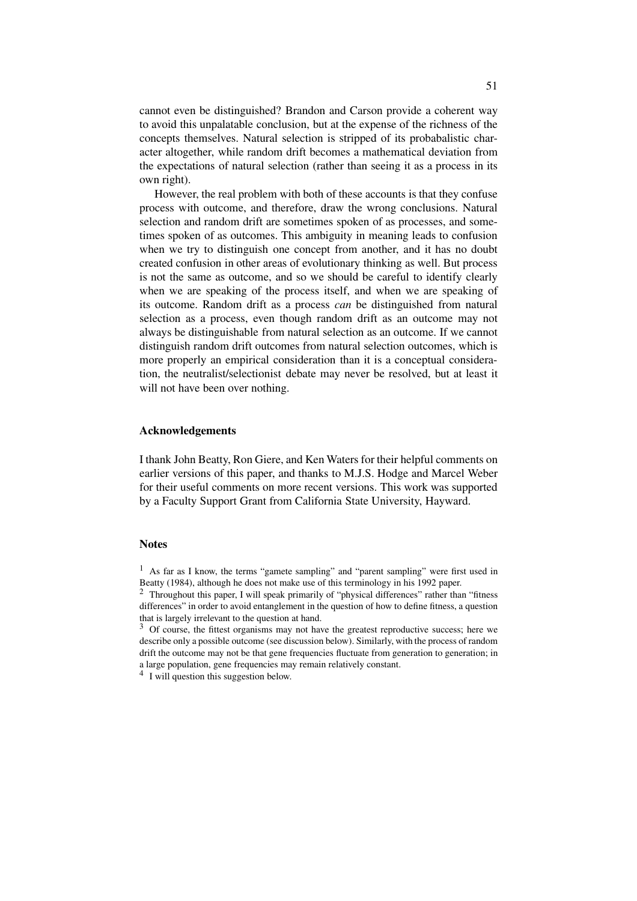cannot even be distinguished? Brandon and Carson provide a coherent way to avoid this unpalatable conclusion, but at the expense of the richness of the concepts themselves. Natural selection is stripped of its probabalistic character altogether, while random drift becomes a mathematical deviation from the expectations of natural selection (rather than seeing it as a process in its own right).

However, the real problem with both of these accounts is that they confuse process with outcome, and therefore, draw the wrong conclusions. Natural selection and random drift are sometimes spoken of as processes, and sometimes spoken of as outcomes. This ambiguity in meaning leads to confusion when we try to distinguish one concept from another, and it has no doubt created confusion in other areas of evolutionary thinking as well. But process is not the same as outcome, and so we should be careful to identify clearly when we are speaking of the process itself, and when we are speaking of its outcome. Random drift as a process *can* be distinguished from natural selection as a process, even though random drift as an outcome may not always be distinguishable from natural selection as an outcome. If we cannot distinguish random drift outcomes from natural selection outcomes, which is more properly an empirical consideration than it is a conceptual consideration, the neutralist/selectionist debate may never be resolved, but at least it will not have been over nothing.

### Acknowledgements

I thank John Beatty, Ron Giere, and Ken Waters for their helpful comments on earlier versions of this paper, and thanks to M.J.S. Hodge and Marcel Weber for their useful comments on more recent versions. This work was supported by a Faculty Support Grant from California State University, Hayward.

### Notes

[1] As far as I know, the terms "gamete sampling" and "parent sampling" were first used in Beatty (1984), although he does not make use of this terminology in his 1992 paper.

[2] Throughout this paper, I will speak primarily of "physical differences" rather than "fitness differences" in order to avoid entanglement in the question of how to define fitness, a question that is largely irrelevant to the question at hand.

[3] Of course, the fittest organisms may not have the greatest reproductive success; here we describe only a possible outcome (see discussion below). Similarly, with the process of random drift the outcome may not be that gene frequencies fluctuate from generation to generation; in a large population, gene frequencies may remain relatively constant.

[4] I will question this suggestion below.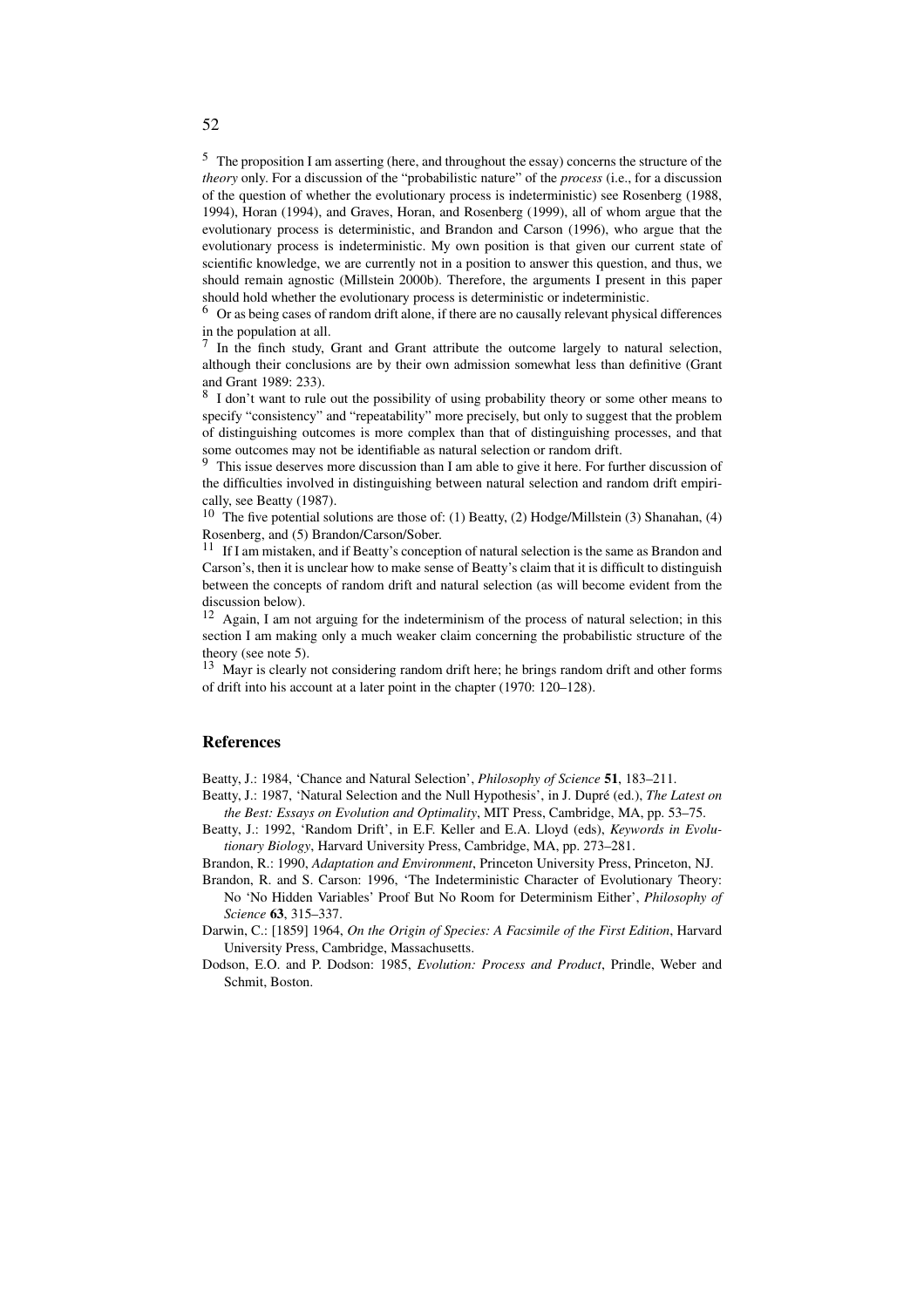[5] The proposition I am asserting (here, and throughout the essay) concerns the structure of the *theory* only. For a discussion of the "probabilistic nature" of the *process* (i.e., for a discussion of the question of whether the evolutionary process is indeterministic) see Rosenberg (1988, 1994), Horan (1994), and Graves, Horan, and Rosenberg (1999), all of whom argue that the evolutionary process is deterministic, and Brandon and Carson (1996), who argue that the evolutionary process is indeterministic. My own position is that given our current state of scientific knowledge, we are currently not in a position to answer this question, and thus, we should remain agnostic (Millstein 2000b). Therefore, the arguments I present in this paper should hold whether the evolutionary process is deterministic or indeterministic.

[6] Or as being cases of random drift alone, if there are no causally relevant physical differences in the population at all.

[7] In the finch study, Grant and Grant attribute the outcome largely to natural selection, although their conclusions are by their own admission somewhat less than definitive (Grant and Grant 1989: 233).

[8] I don't want to rule out the possibility of using probability theory or some other means to specify "consistency" and "repeatability" more precisely, but only to suggest that the problem of distinguishing outcomes is more complex than that of distinguishing processes, and that some outcomes may not be identifiable as natural selection or random drift.

[9] This issue deserves more discussion than I am able to give it here. For further discussion of the difficulties involved in distinguishing between natural selection and random drift empirically, see Beatty (1987).

[10] The five potential solutions are those of: (1) Beatty, (2) Hodge/Millstein (3) Shanahan, (4) Rosenberg, and (5) Brandon/Carson/Sober.

[11] If I am mistaken, and if Beatty's conception of natural selection is the same as Brandon and Carson's, then it is unclear how to make sense of Beatty's claim that it is difficult to distinguish between the concepts of random drift and natural selection (as will become evident from the discussion below).

[12] Again, I am not arguing for the indeterminism of the process of natural selection; in this section I am making only a much weaker claim concerning the probabilistic structure of the theory (see note 5).

[13] Mayr is clearly not considering random drift here; he brings random drift and other forms of drift into his account at a later point in the chapter (1970: 120–128).

## References

Beatty, J.: 1984, 'Chance and Natural Selection', *Philosophy of Science* **51**, 183–211.

Beatty, J.: 1987, 'Natural Selection and the Null Hypothesis', in J. Dupré (ed.), *The Latest on the Best: Essays on Evolution and Optimality*, MIT Press, Cambridge, MA, pp. 53–75.

Beatty, J.: 1992, 'Random Drift', in E.F. Keller and E.A. Lloyd (eds), *Keywords in Evolutionary Biology*, Harvard University Press, Cambridge, MA, pp. 273–281.

Brandon, R.: 1990, *Adaptation and Environment*, Princeton University Press, Princeton, NJ.

Brandon, R. and S. Carson: 1996, 'The Indeterministic Character of Evolutionary Theory: No 'No Hidden Variables' Proof But No Room for Determinism Either', *Philosophy of Science* **63**, 315–337.

Darwin, C.: [1859] 1964, *On the Origin of Species: A Facsimile of the First Edition*, Harvard University Press, Cambridge, Massachusetts.

Dodson, E.O. and P. Dodson: 1985, *Evolution: Process and Product*, Prindle, Weber and Schmit, Boston.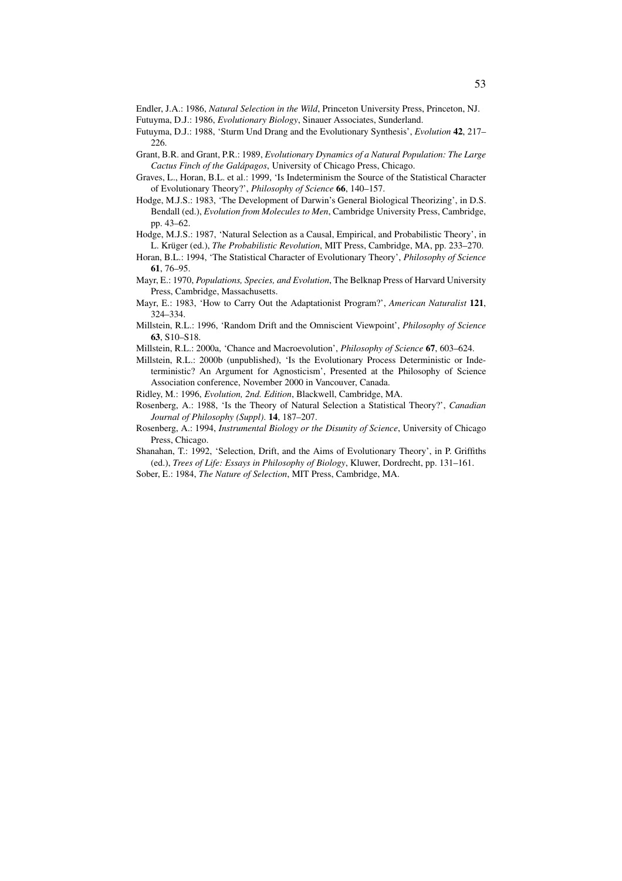Endler, J.A.: 1986, *Natural Selection in the Wild*, Princeton University Press, Princeton, NJ.

Futuyma, D.J.: 1986, *Evolutionary Biology*, Sinauer Associates, Sunderland.

Futuyma, D.J.: 1988, 'Sturm Und Drang and the Evolutionary Synthesis', *Evolution* **42**, 217–226.

Grant, B.R. and Grant, P.R.: 1989, *Evolutionary Dynamics of a Natural Population: The Large Cactus Finch of the Galápagos*, University of Chicago Press, Chicago.

Graves, L., Horan, B.L. et al.: 1999, 'Is Indeterminism the Source of the Statistical Character of Evolutionary Theory?', *Philosophy of Science* **66**, 140–157.

Hodge, M.J.S.: 1983, 'The Development of Darwin's General Biological Theorizing', in D.S. Bendall (ed.), *Evolution from Molecules to Men*, Cambridge University Press, Cambridge, pp. 43–62.

Hodge, M.J.S.: 1987, 'Natural Selection as a Causal, Empirical, and Probabilistic Theory', in L. Krüger (ed.), *The Probabilistic Revolution*, MIT Press, Cambridge, MA, pp. 233–270.

Horan, B.L.: 1994, 'The Statistical Character of Evolutionary Theory', *Philosophy of Science* **61**, 76–95.

Mayr, E.: 1970, *Populations, Species, and Evolution*, The Belknap Press of Harvard University Press, Cambridge, Massachusetts.

Mayr, E.: 1983, 'How to Carry Out the Adaptationist Program?', *American Naturalist* **121**, 324–334.

Millstein, R.L.: 1996, 'Random Drift and the Omniscient Viewpoint', *Philosophy of Science* **63**, S10–S18.

Millstein, R.L.: 2000a, 'Chance and Macroevolution', *Philosophy of Science* **67**, 603–624.

Millstein, R.L.: 2000b (unpublished), 'Is the Evolutionary Process Deterministic or Indeterministic? An Argument for Agnosticism', Presented at the Philosophy of Science Association conference, November 2000 in Vancouver, Canada.

Ridley, M.: 1996, *Evolution, 2nd. Edition*, Blackwell, Cambridge, MA.

Rosenberg, A.: 1988, 'Is the Theory of Natural Selection a Statistical Theory?', *Canadian Journal of Philosophy (Suppl)*. **14**, 187–207.

Rosenberg, A.: 1994, *Instrumental Biology or the Disunity of Science*, University of Chicago Press, Chicago.

Shanahan, T.: 1992, 'Selection, Drift, and the Aims of Evolutionary Theory', in P. Griffiths (ed.), *Trees of Life: Essays in Philosophy of Biology*, Kluwer, Dordrecht, pp. 131–161.

Sober, E.: 1984, *The Nature of Selection*, MIT Press, Cambridge, MA.